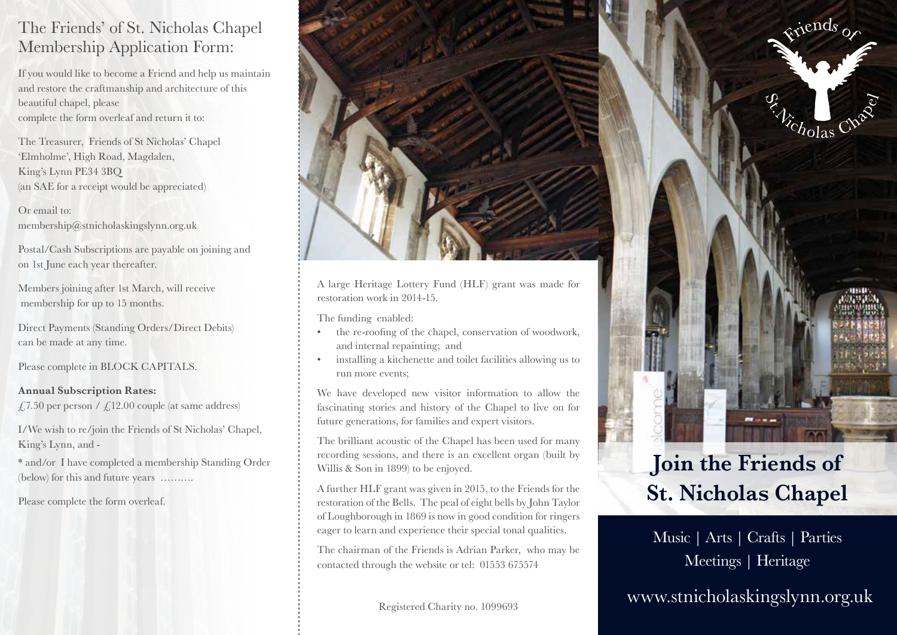## The Friends' of St. Nicholas Chapel Membership Application Form:

If you would like to become a Friend and help us maintain and restore the craftmanship and architecture of this beautiful chapel, please complete the form overleaf and return it to:

The Treasurer, Friends of St Nicholas' Chapel
'Elmholme', High Road, Magdalen,
King's Lynn PE34 3BQ
(an SAE for a receipt would be appreciated)

Or email to:
membership@stnicholaskingslynn.org.uk

Postal/Cash Subscriptions are payable on joining and on 1st June each year thereafter.

Members joining after 1st March, will receive membership for up to 15 months.

Direct Payments (Standing Orders/Direct Debits) can be made at any time.

Please complete in BLOCK CAPITALS.

**Annual Subscription Rates:**
£7.50 per person / £12.00 couple (at same address)

I/We wish to re/join the Friends of St Nicholas' Chapel, King's Lynn, and -

* and/or I have completed a membership Standing Order (below) for this and future years ……….

Please complete the form overleaf.

A large Heritage Lottery Fund (HLF) grant was made for restoration work in 2014-15.

The funding enabled:

- the re-roofing of the chapel, conservation of woodwork, and internal repainting; and
- installing a kitchenette and toilet facilities allowing us to run more events;

We have developed new visitor information to allow the fascinating stories and history of the Chapel to live on for future generations, for families and expert visitors.

The brilliant acoustic of the Chapel has been used for many recording sessions, and there is an excellent organ (built by Willis & Son in 1899) to be enjoyed.

A further HLF grant was given in 2015, to the Friends for the restoration of the Bells. The peal of eight bells by John Taylor of Loughborough in 1869 is now in good condition for ringers eager to learn and experience their special tonal qualities.

The chairman of the Friends is Adrian Parker, who may be contacted through the website or tel: 01553 675574

Registered Charity no. 1099693

Friends of St. Nicholas Chapel

# Join the Friends of St. Nicholas Chapel

Music | Arts | Crafts | Parties
Meetings | Heritage

www.stnicholaskingslynn.org.uk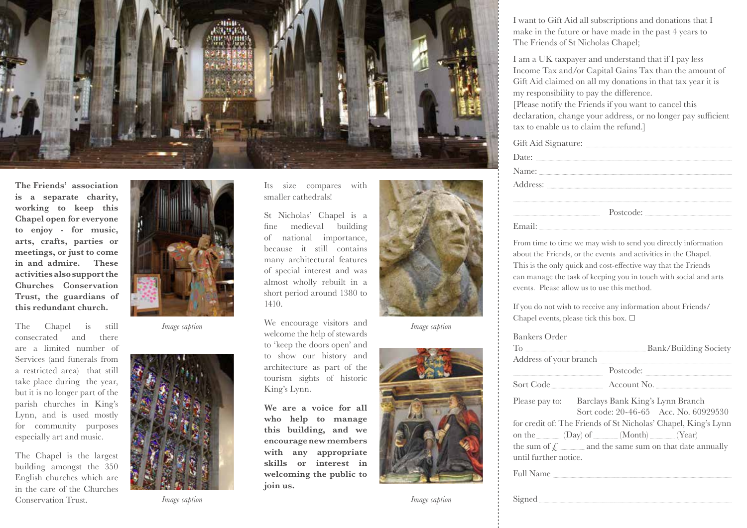**The Friends' association is a separate charity, working to keep this Chapel open for everyone to enjoy - for music, arts, crafts, parties or meetings, or just to come in and admire. These activities also support the Churches Conservation Trust, the guardians of this redundant church.**

The Chapel is still consecrated and there are a limited number of Services (and funerals from a restricted area) that still take place during the year, but it is no longer part of the parish churches in King's Lynn, and is used mostly for community purposes especially art and music.

The Chapel is the largest building amongst the 350 English churches which are in the care of the Churches Conservation Trust.

*Image caption*

*Image caption*

Its size compares with smaller cathedrals!

St Nicholas' Chapel is a fine medieval building of national importance, because it still contains many architectural features of special interest and was almost wholly rebuilt in a short period around 1380 to 1410.

We encourage visitors and welcome the help of stewards to 'keep the doors open' and to show our history and architecture as part of the tourism sights of historic King's Lynn.

**We are a voice for all who help to manage this building, and we encourage new members with any appropriate skills or interest in welcoming the public to join us.**

*Image caption*

*Image caption*

I want to Gift Aid all subscriptions and donations that I make in the future or have made in the past 4 years to The Friends of St Nicholas Chapel;

I am a UK taxpayer and understand that if I pay less Income Tax and/or Capital Gains Tax than the amount of Gift Aid claimed on all my donations in that tax year it is my responsibility to pay the difference.
[Please notify the Friends if you want to cancel this declaration, change your address, or no longer pay sufficient tax to enable us to claim the refund.]

Gift Aid Signature: ..................

Date: ..................

Name: ..................

Address: ..................

.................. Postcode: ..................

Email: ..................

From time to time we may wish to send you directly information about the Friends, or the events and activities in the Chapel. This is the only quick and cost-effective way that the Friends can manage the task of keeping you in touch with social and arts events. Please allow us to use this method.

If you do not wish to receive any information about Friends/Chapel events, please tick this box. ☐

Bankers Order

To .................. Bank/Building Society

Address of your branch ..................

.................. Postcode: ..................

Sort Code .................. Account No. ..................

Please pay to: Barclays Bank King's Lynn Branch
Sort code: 20-46-65 Acc. No. 60929530

for credit of: The Friends of St Nicholas' Chapel, King's Lynn

on the ........ (Day) of ........ (Month) ........ (Year)

the sum of £ ........ and the same sum on that date annually until further notice.

Full Name ..................

Signed ..................